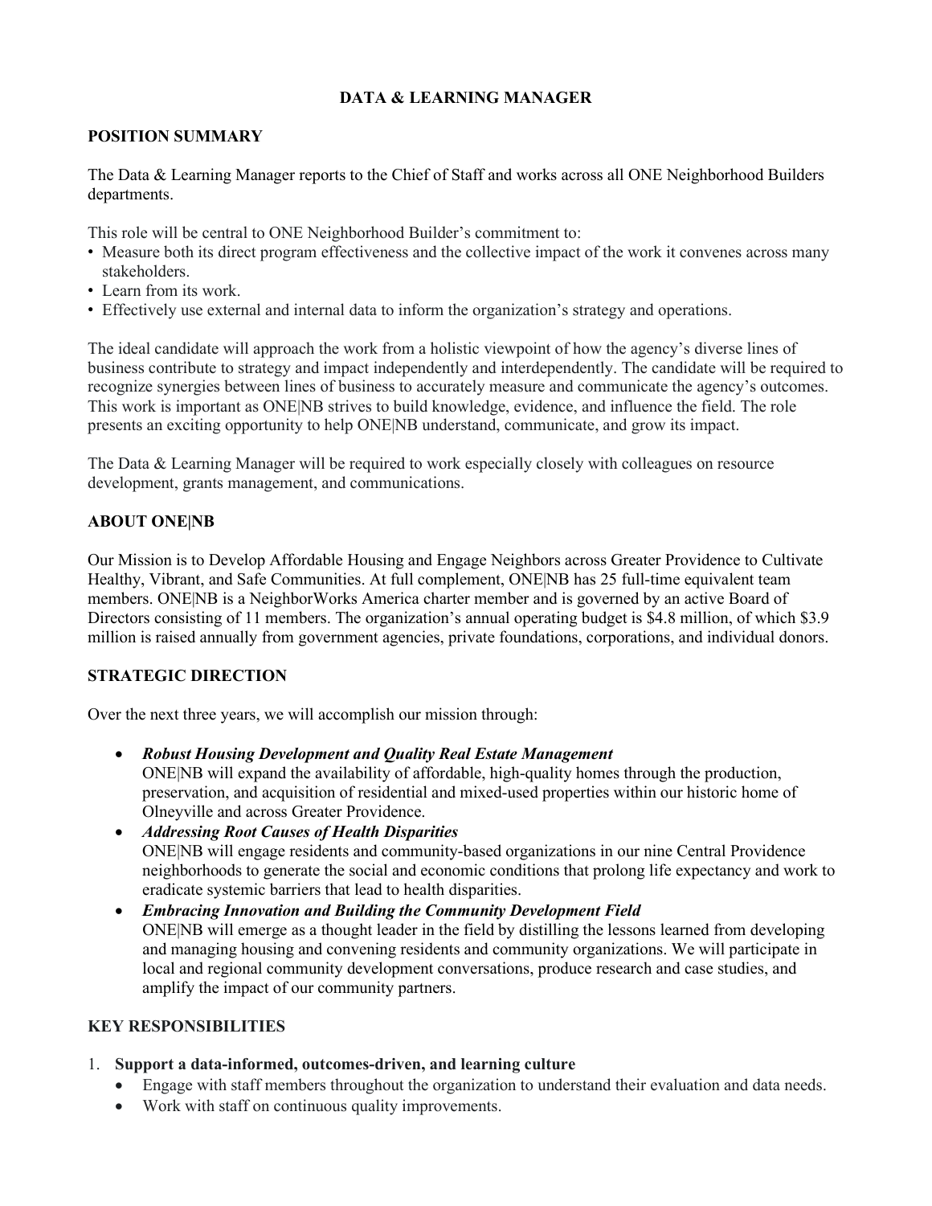# DATA & LEARNING MANAGER

## POSITION SUMMARY

The Data & Learning Manager reports to the Chief of Staff and works across all ONE Neighborhood Builders departments.

This role will be central to ONE Neighborhood Builder's commitment to:

- Measure both its direct program effectiveness and the collective impact of the work it convenes across many stakeholders.
- Learn from its work.
- Effectively use external and internal data to inform the organization's strategy and operations.

The ideal candidate will approach the work from a holistic viewpoint of how the agency's diverse lines of business contribute to strategy and impact independently and interdependently. The candidate will be required to recognize synergies between lines of business to accurately measure and communicate the agency's outcomes. This work is important as ONE|NB strives to build knowledge, evidence, and influence the field. The role presents an exciting opportunity to help ONE|NB understand, communicate, and grow its impact.

The Data & Learning Manager will be required to work especially closely with colleagues on resource development, grants management, and communications.

## ABOUT ONE|NB

Our Mission is to Develop Affordable Housing and Engage Neighbors across Greater Providence to Cultivate Healthy, Vibrant, and Safe Communities. At full complement, ONE|NB has 25 full-time equivalent team members. ONE|NB is a NeighborWorks America charter member and is governed by an active Board of Directors consisting of 11 members. The organization's annual operating budget is $4.8 million, of which $3.9 million is raised annually from government agencies, private foundations, corporations, and individual donors.

## STRATEGIC DIRECTION

Over the next three years, we will accomplish our mission through:

- ***Robust Housing Development and Quality Real Estate Management***
  ONE|NB will expand the availability of affordable, high-quality homes through the production, preservation, and acquisition of residential and mixed-used properties within our historic home of Olneyville and across Greater Providence.
- ***Addressing Root Causes of Health Disparities***
  ONE|NB will engage residents and community-based organizations in our nine Central Providence neighborhoods to generate the social and economic conditions that prolong life expectancy and work to eradicate systemic barriers that lead to health disparities.
- ***Embracing Innovation and Building the Community Development Field***
  ONE|NB will emerge as a thought leader in the field by distilling the lessons learned from developing and managing housing and convening residents and community organizations. We will participate in local and regional community development conversations, produce research and case studies, and amplify the impact of our community partners.

## KEY RESPONSIBILITIES

1. **Support a data-informed, outcomes-driven, and learning culture**
   - Engage with staff members throughout the organization to understand their evaluation and data needs.
   - Work with staff on continuous quality improvements.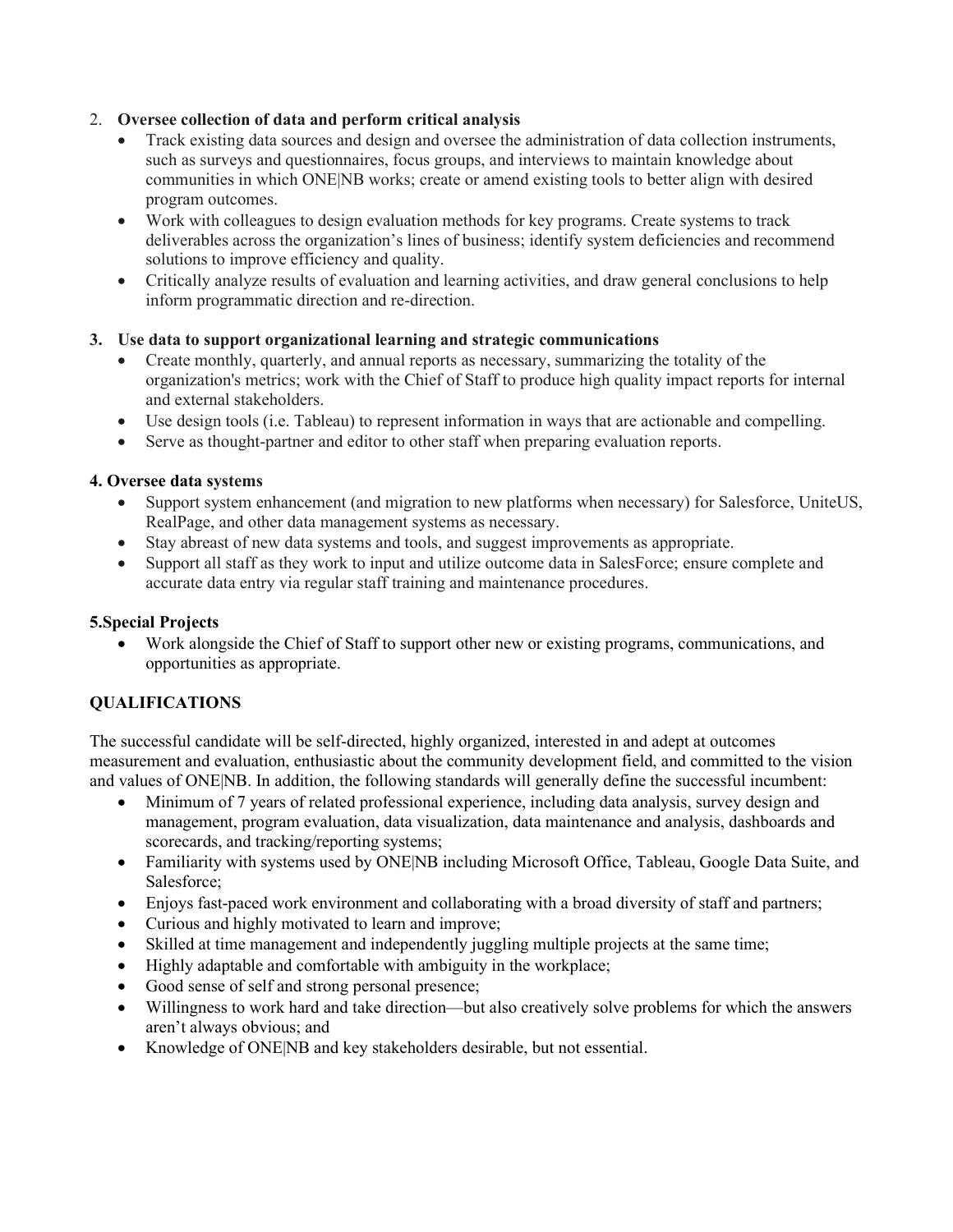2. **Oversee collection of data and perform critical analysis**
   - Track existing data sources and design and oversee the administration of data collection instruments, such as surveys and questionnaires, focus groups, and interviews to maintain knowledge about communities in which ONE|NB works; create or amend existing tools to better align with desired program outcomes.
   - Work with colleagues to design evaluation methods for key programs. Create systems to track deliverables across the organization's lines of business; identify system deficiencies and recommend solutions to improve efficiency and quality.
   - Critically analyze results of evaluation and learning activities, and draw general conclusions to help inform programmatic direction and re-direction.

3. **Use data to support organizational learning and strategic communications**
   - Create monthly, quarterly, and annual reports as necessary, summarizing the totality of the organization's metrics; work with the Chief of Staff to produce high quality impact reports for internal and external stakeholders.
   - Use design tools (i.e. Tableau) to represent information in ways that are actionable and compelling.
   - Serve as thought-partner and editor to other staff when preparing evaluation reports.

**4. Oversee data systems**

- Support system enhancement (and migration to new platforms when necessary) for Salesforce, UniteUS, RealPage, and other data management systems as necessary.
- Stay abreast of new data systems and tools, and suggest improvements as appropriate.
- Support all staff as they work to input and utilize outcome data in SalesForce; ensure complete and accurate data entry via regular staff training and maintenance procedures.

**5.Special Projects**

- Work alongside the Chief of Staff to support other new or existing programs, communications, and opportunities as appropriate.

**QUALIFICATIONS**

The successful candidate will be self-directed, highly organized, interested in and adept at outcomes measurement and evaluation, enthusiastic about the community development field, and committed to the vision and values of ONE|NB. In addition, the following standards will generally define the successful incumbent:

- Minimum of 7 years of related professional experience, including data analysis, survey design and management, program evaluation, data visualization, data maintenance and analysis, dashboards and scorecards, and tracking/reporting systems;
- Familiarity with systems used by ONE|NB including Microsoft Office, Tableau, Google Data Suite, and Salesforce;
- Enjoys fast-paced work environment and collaborating with a broad diversity of staff and partners;
- Curious and highly motivated to learn and improve;
- Skilled at time management and independently juggling multiple projects at the same time;
- Highly adaptable and comfortable with ambiguity in the workplace;
- Good sense of self and strong personal presence;
- Willingness to work hard and take direction—but also creatively solve problems for which the answers aren't always obvious; and
- Knowledge of ONE|NB and key stakeholders desirable, but not essential.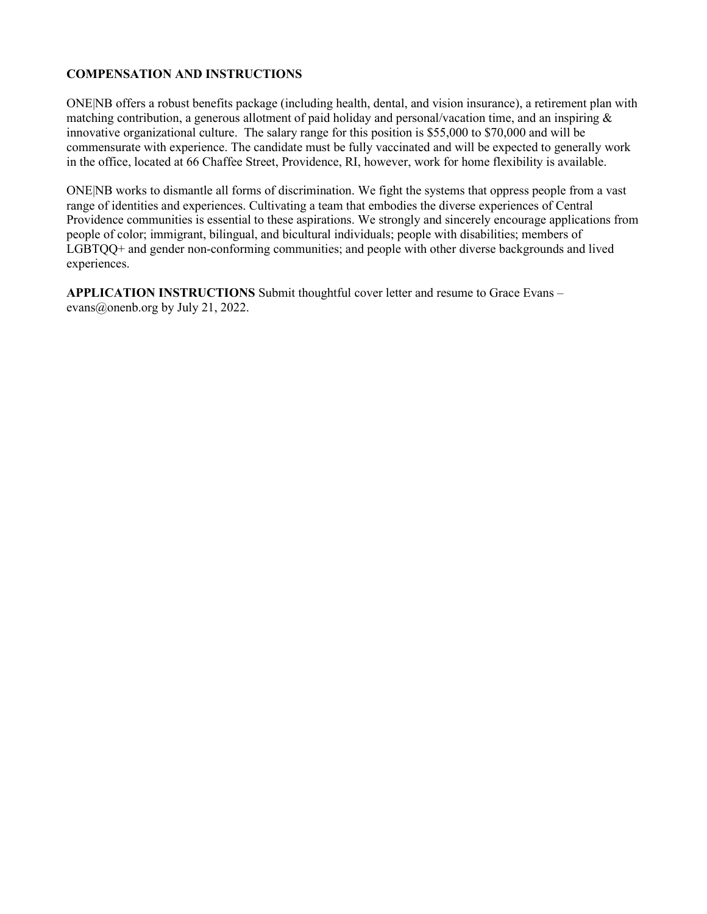**COMPENSATION AND INSTRUCTIONS**

ONE|NB offers a robust benefits package (including health, dental, and vision insurance), a retirement plan with matching contribution, a generous allotment of paid holiday and personal/vacation time, and an inspiring & innovative organizational culture. The salary range for this position is $55,000 to $70,000 and will be commensurate with experience. The candidate must be fully vaccinated and will be expected to generally work in the office, located at 66 Chaffee Street, Providence, RI, however, work for home flexibility is available.

ONE|NB works to dismantle all forms of discrimination. We fight the systems that oppress people from a vast range of identities and experiences. Cultivating a team that embodies the diverse experiences of Central Providence communities is essential to these aspirations. We strongly and sincerely encourage applications from people of color; immigrant, bilingual, and bicultural individuals; people with disabilities; members of LGBTQQ+ and gender non-conforming communities; and people with other diverse backgrounds and lived experiences.

**APPLICATION INSTRUCTIONS** Submit thoughtful cover letter and resume to Grace Evans – evans@onenb.org by July 21, 2022.